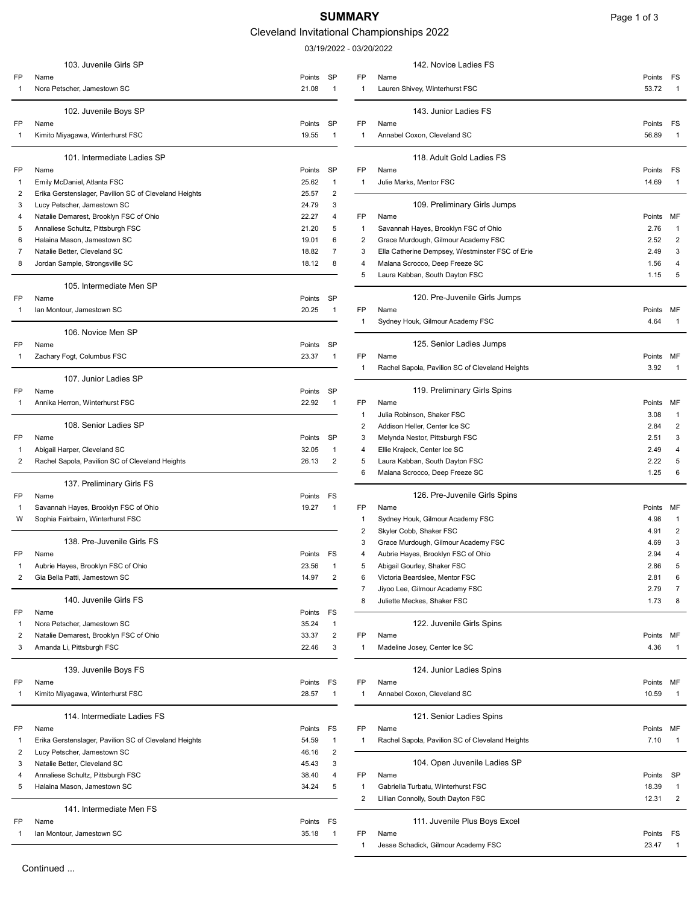# SUMMARY

## Cleveland Invitational Championships 2022

03/19/2022 - 03/20/2022

### 103. Juvenile Girls SP

| FP | Name | Points | SP |
|---|---|---|---|
| 1 | Nora Petscher, Jamestown SC | 21.08 | 1 |

### 102. Juvenile Boys SP

| FP | Name | Points | SP |
|---|---|---|---|
| 1 | Kimito Miyagawa, Winterhurst FSC | 19.55 | 1 |

### 101. Intermediate Ladies SP

| FP | Name | Points | SP |
|---|---|---|---|
| 1 | Emily McDaniel, Atlanta FSC | 25.62 | 1 |
| 2 | Erika Gerstenslager, Pavilion SC of Cleveland Heights | 25.57 | 2 |
| 3 | Lucy Petscher, Jamestown SC | 24.79 | 3 |
| 4 | Natalie Demarest, Brooklyn FSC of Ohio | 22.27 | 4 |
| 5 | Annaliese Schultz, Pittsburgh FSC | 21.20 | 5 |
| 6 | Halaina Mason, Jamestown SC | 19.01 | 6 |
| 7 | Natalie Better, Cleveland SC | 18.82 | 7 |
| 8 | Jordan Sample, Strongsville SC | 18.12 | 8 |

### 105. Intermediate Men SP

| FP | Name | Points | SP |
|---|---|---|---|
| 1 | Ian Montour, Jamestown SC | 20.25 | 1 |

### 106. Novice Men SP

| FP | Name | Points | SP |
|---|---|---|---|
| 1 | Zachary Fogt, Columbus FSC | 23.37 | 1 |

### 107. Junior Ladies SP

| FP | Name | Points | SP |
|---|---|---|---|
| 1 | Annika Herron, Winterhurst FSC | 22.92 | 1 |

### 108. Senior Ladies SP

| FP | Name | Points | SP |
|---|---|---|---|
| 1 | Abigail Harper, Cleveland SC | 32.05 | 1 |
| 2 | Rachel Sapola, Pavilion SC of Cleveland Heights | 26.13 | 2 |

### 137. Preliminary Girls FS

| FP | Name | Points | FS |
|---|---|---|---|
| 1 | Savannah Hayes, Brooklyn FSC of Ohio | 19.27 | 1 |
| W | Sophia Fairbairn, Winterhurst FSC | | |

### 138. Pre-Juvenile Girls FS

| FP | Name | Points | FS |
|---|---|---|---|
| 1 | Aubrie Hayes, Brooklyn FSC of Ohio | 23.56 | 1 |
| 2 | Gia Bella Patti, Jamestown SC | 14.97 | 2 |

### 140. Juvenile Girls FS

| FP | Name | Points | FS |
|---|---|---|---|
| 1 | Nora Petscher, Jamestown SC | 35.24 | 1 |
| 2 | Natalie Demarest, Brooklyn FSC of Ohio | 33.37 | 2 |
| 3 | Amanda Li, Pittsburgh FSC | 22.46 | 3 |

### 139. Juvenile Boys FS

| FP | Name | Points | FS |
|---|---|---|---|
| 1 | Kimito Miyagawa, Winterhurst FSC | 28.57 | 1 |

### 114. Intermediate Ladies FS

| FP | Name | Points | FS |
|---|---|---|---|
| 1 | Erika Gerstenslager, Pavilion SC of Cleveland Heights | 54.59 | 1 |
| 2 | Lucy Petscher, Jamestown SC | 46.16 | 2 |
| 3 | Natalie Better, Cleveland SC | 45.43 | 3 |
| 4 | Annaliese Schultz, Pittsburgh FSC | 38.40 | 4 |
| 5 | Halaina Mason, Jamestown SC | 34.24 | 5 |

### 141. Intermediate Men FS

| FP | Name | Points | FS |
|---|---|---|---|
| 1 | Ian Montour, Jamestown SC | 35.18 | 1 |

### 142. Novice Ladies FS

| FP | Name | Points | FS |
|---|---|---|---|
| 1 | Lauren Shivey, Winterhurst FSC | 53.72 | 1 |

### 143. Junior Ladies FS

| FP | Name | Points | FS |
|---|---|---|---|
| 1 | Annabel Coxon, Cleveland SC | 56.89 | 1 |

### 118. Adult Gold Ladies FS

| FP | Name | Points | FS |
|---|---|---|---|
| 1 | Julie Marks, Mentor FSC | 14.69 | 1 |

### 109. Preliminary Girls Jumps

| FP | Name | Points | MF |
|---|---|---|---|
| 1 | Savannah Hayes, Brooklyn FSC of Ohio | 2.76 | 1 |
| 2 | Grace Murdough, Gilmour Academy FSC | 2.52 | 2 |
| 3 | Ella Catherine Dempsey, Westminster FSC of Erie | 2.49 | 3 |
| 4 | Malana Scrocco, Deep Freeze SC | 1.56 | 4 |
| 5 | Laura Kabban, South Dayton FSC | 1.15 | 5 |

### 120. Pre-Juvenile Girls Jumps

| FP | Name | Points | MF |
|---|---|---|---|
| 1 | Sydney Houk, Gilmour Academy FSC | 4.64 | 1 |

### 125. Senior Ladies Jumps

| FP | Name | Points | MF |
|---|---|---|---|
| 1 | Rachel Sapola, Pavilion SC of Cleveland Heights | 3.92 | 1 |

### 119. Preliminary Girls Spins

| FP | Name | Points | MF |
|---|---|---|---|
| 1 | Julia Robinson, Shaker FSC | 3.08 | 1 |
| 2 | Addison Heller, Center Ice SC | 2.84 | 2 |
| 3 | Melynda Nestor, Pittsburgh FSC | 2.51 | 3 |
| 4 | Ellie Krajeck, Center Ice SC | 2.49 | 4 |
| 5 | Laura Kabban, South Dayton FSC | 2.22 | 5 |
| 6 | Malana Scrocco, Deep Freeze SC | 1.25 | 6 |

### 126. Pre-Juvenile Girls Spins

| FP | Name | Points | MF |
|---|---|---|---|
| 1 | Sydney Houk, Gilmour Academy FSC | 4.98 | 1 |
| 2 | Skyler Cobb, Shaker FSC | 4.91 | 2 |
| 3 | Grace Murdough, Gilmour Academy FSC | 4.69 | 3 |
| 4 | Aubrie Hayes, Brooklyn FSC of Ohio | 2.94 | 4 |
| 5 | Abigail Gourley, Shaker FSC | 2.86 | 5 |
| 6 | Victoria Beardslee, Mentor FSC | 2.81 | 6 |
| 7 | Jiyoo Lee, Gilmour Academy FSC | 2.79 | 7 |
| 8 | Juliette Meckes, Shaker FSC | 1.73 | 8 |

### 122. Juvenile Girls Spins

| FP | Name | Points | MF |
|---|---|---|---|
| 1 | Madeline Josey, Center Ice SC | 4.36 | 1 |

### 124. Junior Ladies Spins

| FP | Name | Points | MF |
|---|---|---|---|
| 1 | Annabel Coxon, Cleveland SC | 10.59 | 1 |

### 121. Senior Ladies Spins

| FP | Name | Points | MF |
|---|---|---|---|
| 1 | Rachel Sapola, Pavilion SC of Cleveland Heights | 7.10 | 1 |

### 104. Open Juvenile Ladies SP

| FP | Name | Points | SP |
|---|---|---|---|
| 1 | Gabriella Turbatu, Winterhurst FSC | 18.39 | 1 |
| 2 | Lillian Connolly, South Dayton FSC | 12.31 | 2 |

### 111. Juvenile Plus Boys Excel

| FP | Name | Points | FS |
|---|---|---|---|
| 1 | Jesse Schadick, Gilmour Academy FSC | 23.47 | 1 |

Continued ...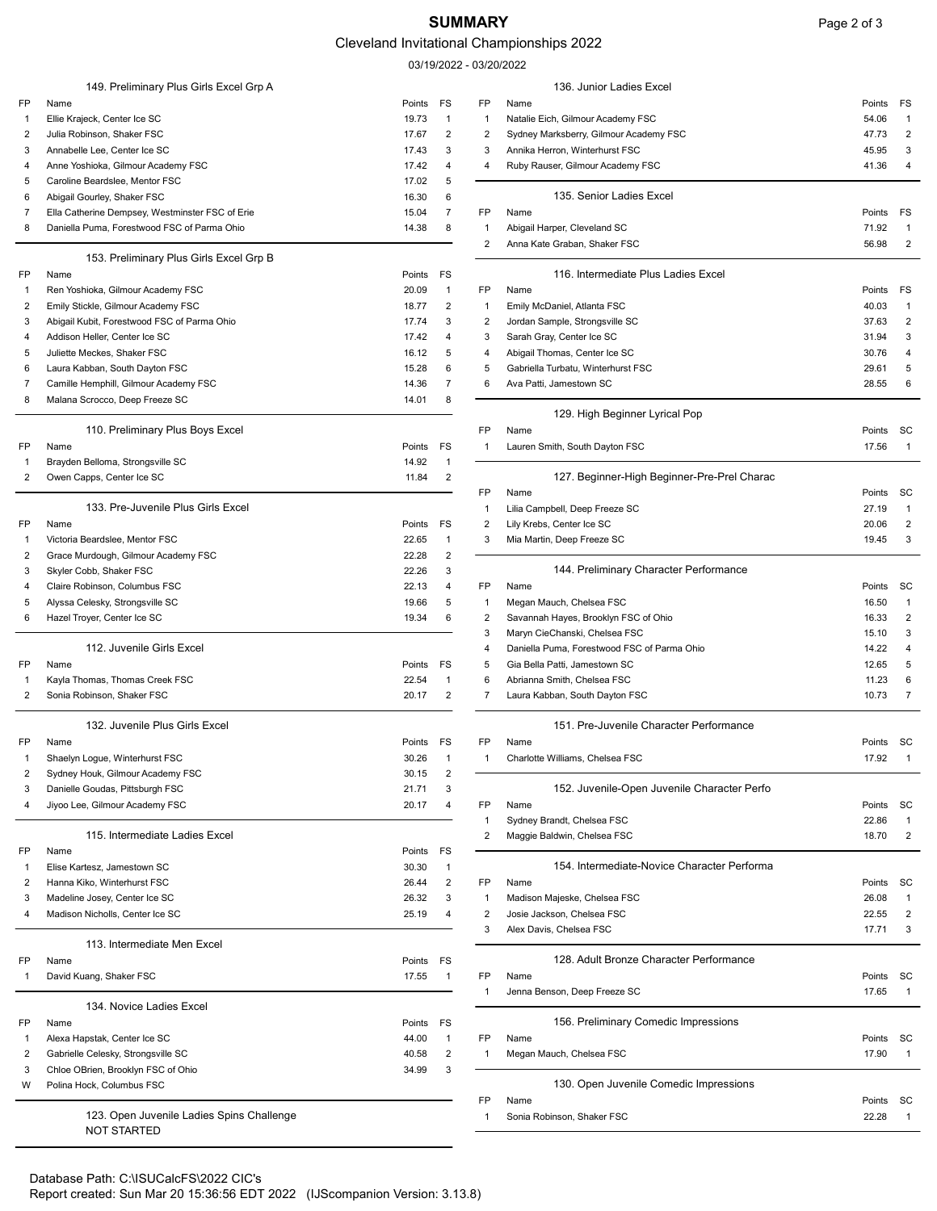# SUMMARY

Cleveland Invitational Championships 2022

03/19/2022 - 03/20/2022

### 149. Preliminary Plus Girls Excel Grp A

| FP | Name | Points | FS |
|---|---|---|---|
| 1 | Ellie Krajeck, Center Ice SC | 19.73 | 1 |
| 2 | Julia Robinson, Shaker FSC | 17.67 | 2 |
| 3 | Annabelle Lee, Center Ice SC | 17.43 | 3 |
| 4 | Anne Yoshioka, Gilmour Academy FSC | 17.42 | 4 |
| 5 | Caroline Beardslee, Mentor FSC | 17.02 | 5 |
| 6 | Abigail Gourley, Shaker FSC | 16.30 | 6 |
| 7 | Ella Catherine Dempsey, Westminster FSC of Erie | 15.04 | 7 |
| 8 | Daniella Puma, Forestwood FSC of Parma Ohio | 14.38 | 8 |

### 153. Preliminary Plus Girls Excel Grp B

| FP | Name | Points | FS |
|---|---|---|---|
| 1 | Ren Yoshioka, Gilmour Academy FSC | 20.09 | 1 |
| 2 | Emily Stickle, Gilmour Academy FSC | 18.77 | 2 |
| 3 | Abigail Kubit, Forestwood FSC of Parma Ohio | 17.74 | 3 |
| 4 | Addison Heller, Center Ice SC | 17.42 | 4 |
| 5 | Juliette Meckes, Shaker FSC | 16.12 | 5 |
| 6 | Laura Kabban, South Dayton FSC | 15.28 | 6 |
| 7 | Camille Hemphill, Gilmour Academy FSC | 14.36 | 7 |
| 8 | Malana Scrocco, Deep Freeze SC | 14.01 | 8 |

### 110. Preliminary Plus Boys Excel

| FP | Name | Points | FS |
|---|---|---|---|
| 1 | Brayden Belloma, Strongsville SC | 14.92 | 1 |
| 2 | Owen Capps, Center Ice SC | 11.84 | 2 |

### 133. Pre-Juvenile Plus Girls Excel

| FP | Name | Points | FS |
|---|---|---|---|
| 1 | Victoria Beardslee, Mentor FSC | 22.65 | 1 |
| 2 | Grace Murdough, Gilmour Academy FSC | 22.28 | 2 |
| 3 | Skyler Cobb, Shaker FSC | 22.26 | 3 |
| 4 | Claire Robinson, Columbus FSC | 22.13 | 4 |
| 5 | Alyssa Celesky, Strongsville SC | 19.66 | 5 |
| 6 | Hazel Troyer, Center Ice SC | 19.34 | 6 |

### 112. Juvenile Girls Excel

| FP | Name | Points | FS |
|---|---|---|---|
| 1 | Kayla Thomas, Thomas Creek FSC | 22.54 | 1 |
| 2 | Sonia Robinson, Shaker FSC | 20.17 | 2 |

### 132. Juvenile Plus Girls Excel

| FP | Name | Points | FS |
|---|---|---|---|
| 1 | Shaelyn Logue, Winterhurst FSC | 30.26 | 1 |
| 2 | Sydney Houk, Gilmour Academy FSC | 30.15 | 2 |
| 3 | Danielle Goudas, Pittsburgh FSC | 21.71 | 3 |
| 4 | Jiyoo Lee, Gilmour Academy FSC | 20.17 | 4 |

### 115. Intermediate Ladies Excel

| FP | Name | Points | FS |
|---|---|---|---|
| 1 | Elise Kartesz, Jamestown SC | 30.30 | 1 |
| 2 | Hanna Kiko, Winterhurst FSC | 26.44 | 2 |
| 3 | Madeline Josey, Center Ice SC | 26.32 | 3 |
| 4 | Madison Nicholls, Center Ice SC | 25.19 | 4 |

### 113. Intermediate Men Excel

| FP | Name | Points | FS |
|---|---|---|---|
| 1 | David Kuang, Shaker FSC | 17.55 | 1 |

### 134. Novice Ladies Excel

| FP | Name | Points | FS |
|---|---|---|---|
| 1 | Alexa Hapstak, Center Ice SC | 44.00 | 1 |
| 2 | Gabrielle Celesky, Strongsville SC | 40.58 | 2 |
| 3 | Chloe OBrien, Brooklyn FSC of Ohio | 34.99 | 3 |
| W | Polina Hock, Columbus FSC | | |

### 123. Open Juvenile Ladies Spins Challenge

NOT STARTED

### 136. Junior Ladies Excel

| FP | Name | Points | FS |
|---|---|---|---|
| 1 | Natalie Eich, Gilmour Academy FSC | 54.06 | 1 |
| 2 | Sydney Marksberry, Gilmour Academy FSC | 47.73 | 2 |
| 3 | Annika Herron, Winterhurst FSC | 45.95 | 3 |
| 4 | Ruby Rauser, Gilmour Academy FSC | 41.36 | 4 |

### 135. Senior Ladies Excel

| FP | Name | Points | FS |
|---|---|---|---|
| 1 | Abigail Harper, Cleveland SC | 71.92 | 1 |
| 2 | Anna Kate Graban, Shaker FSC | 56.98 | 2 |

### 116. Intermediate Plus Ladies Excel

| FP | Name | Points | FS |
|---|---|---|---|
| 1 | Emily McDaniel, Atlanta FSC | 40.03 | 1 |
| 2 | Jordan Sample, Strongsville SC | 37.63 | 2 |
| 3 | Sarah Gray, Center Ice SC | 31.94 | 3 |
| 4 | Abigail Thomas, Center Ice SC | 30.76 | 4 |
| 5 | Gabriella Turbatu, Winterhurst FSC | 29.61 | 5 |
| 6 | Ava Patti, Jamestown SC | 28.55 | 6 |

### 129. High Beginner Lyrical Pop

| FP | Name | Points | SC |
|---|---|---|---|
| 1 | Lauren Smith, South Dayton FSC | 17.56 | 1 |

### 127. Beginner-High Beginner-Pre-Prel Charac

| FP | Name | Points | SC |
|---|---|---|---|
| 1 | Lilia Campbell, Deep Freeze SC | 27.19 | 1 |
| 2 | Lily Krebs, Center Ice SC | 20.06 | 2 |
| 3 | Mia Martin, Deep Freeze SC | 19.45 | 3 |

### 144. Preliminary Character Performance

| FP | Name | Points | SC |
|---|---|---|---|
| 1 | Megan Mauch, Chelsea FSC | 16.50 | 1 |
| 2 | Savannah Hayes, Brooklyn FSC of Ohio | 16.33 | 2 |
| 3 | Maryn CieChanski, Chelsea FSC | 15.10 | 3 |
| 4 | Daniella Puma, Forestwood FSC of Parma Ohio | 14.22 | 4 |
| 5 | Gia Bella Patti, Jamestown SC | 12.65 | 5 |
| 6 | Abrianna Smith, Chelsea FSC | 11.23 | 6 |
| 7 | Laura Kabban, South Dayton FSC | 10.73 | 7 |

### 151. Pre-Juvenile Character Performance

| FP | Name | Points | SC |
|---|---|---|---|
| 1 | Charlotte Williams, Chelsea FSC | 17.92 | 1 |

### 152. Juvenile-Open Juvenile Character Perfo

| FP | Name | Points | SC |
|---|---|---|---|
| 1 | Sydney Brandt, Chelsea FSC | 22.86 | 1 |
| 2 | Maggie Baldwin, Chelsea FSC | 18.70 | 2 |

### 154. Intermediate-Novice Character Performa

| FP | Name | Points | SC |
|---|---|---|---|
| 1 | Madison Majeske, Chelsea FSC | 26.08 | 1 |
| 2 | Josie Jackson, Chelsea FSC | 22.55 | 2 |
| 3 | Alex Davis, Chelsea FSC | 17.71 | 3 |

### 128. Adult Bronze Character Performance

| FP | Name | Points | SC |
|---|---|---|---|
| 1 | Jenna Benson, Deep Freeze SC | 17.65 | 1 |

### 156. Preliminary Comedic Impressions

| FP | Name | Points | SC |
|---|---|---|---|
| 1 | Megan Mauch, Chelsea FSC | 17.90 | 1 |

### 130. Open Juvenile Comedic Impressions

| FP | Name | Points | SC |
|---|---|---|---|
| 1 | Sonia Robinson, Shaker FSC | 22.28 | 1 |

Database Path: C:\ISUCalcFS\2022 CIC's

Report created: Sun Mar 20 15:36:56 EDT 2022 (IJScompanion Version: 3.13.8)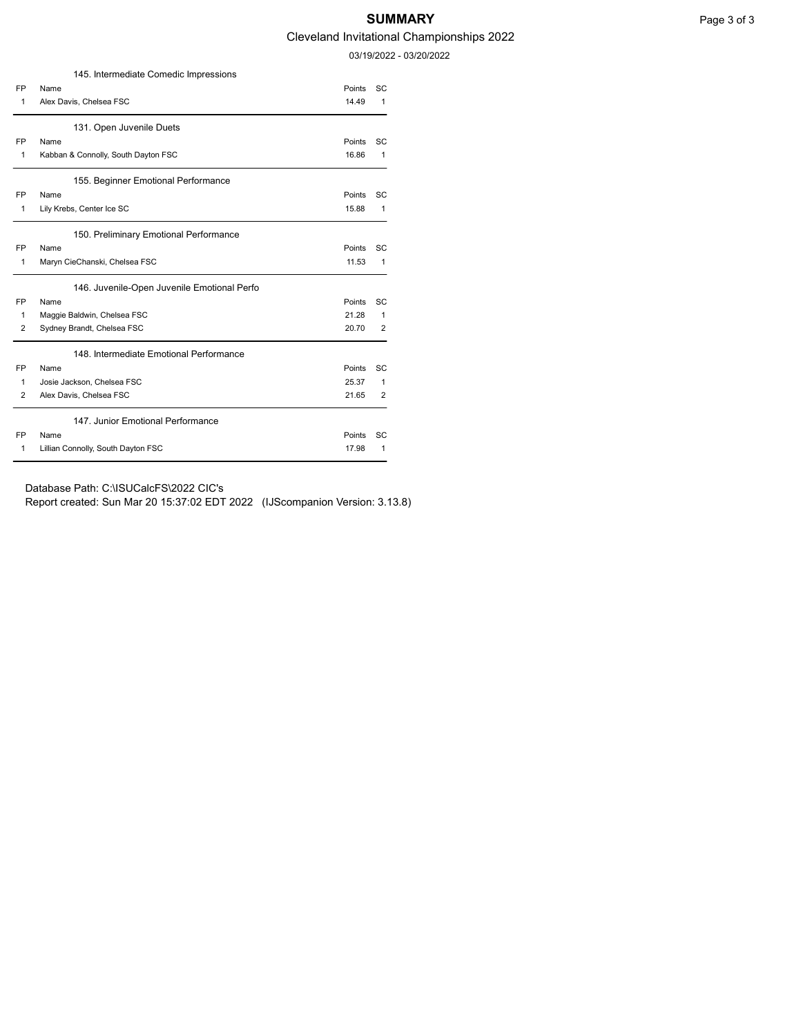# SUMMARY

## Cleveland Invitational Championships 2022

03/19/2022 - 03/20/2022

### 145. Intermediate Comedic Impressions

| FP | Name | Points | SC |
|---|---|---|---|
| 1 | Alex Davis, Chelsea FSC | 14.49 | 1 |

### 131. Open Juvenile Duets

| FP | Name | Points | SC |
|---|---|---|---|
| 1 | Kabban & Connolly, South Dayton FSC | 16.86 | 1 |

### 155. Beginner Emotional Performance

| FP | Name | Points | SC |
|---|---|---|---|
| 1 | Lily Krebs, Center Ice SC | 15.88 | 1 |

### 150. Preliminary Emotional Performance

| FP | Name | Points | SC |
|---|---|---|---|
| 1 | Maryn CieChanski, Chelsea FSC | 11.53 | 1 |

### 146. Juvenile-Open Juvenile Emotional Perfo

| FP | Name | Points | SC |
|---|---|---|---|
| 1 | Maggie Baldwin, Chelsea FSC | 21.28 | 1 |
| 2 | Sydney Brandt, Chelsea FSC | 20.70 | 2 |

### 148. Intermediate Emotional Performance

| FP | Name | Points | SC |
|---|---|---|---|
| 1 | Josie Jackson, Chelsea FSC | 25.37 | 1 |
| 2 | Alex Davis, Chelsea FSC | 21.65 | 2 |

### 147. Junior Emotional Performance

| FP | Name | Points | SC |
|---|---|---|---|
| 1 | Lillian Connolly, South Dayton FSC | 17.98 | 1 |

Database Path: C:\ISUCalcFS\2022 CIC's

Report created: Sun Mar 20 15:37:02 EDT 2022 (IJScompanion Version: 3.13.8)